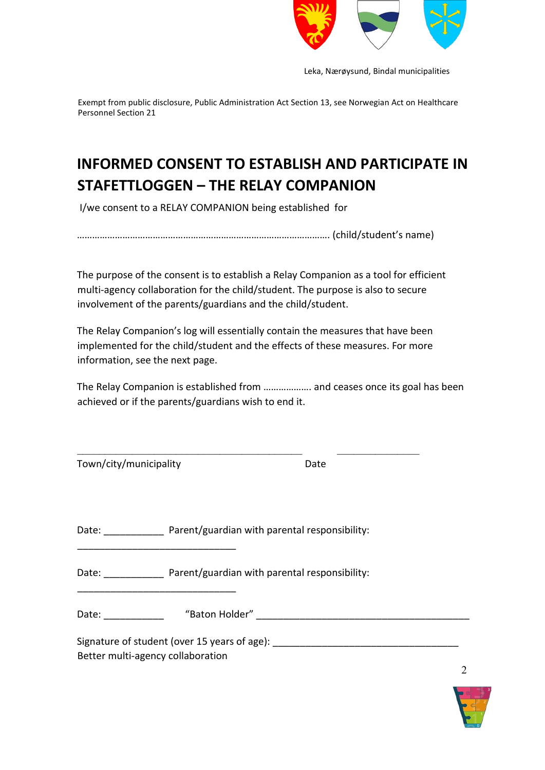Leka, Nærøysund, Bindal municipalities

Exempt from public disclosure, Public Administration Act Section 13, see Norwegian Act on Healthcare Personnel Section 21

# INFORMED CONSENT TO ESTABLISH AND PARTICIPATE IN STAFETTLOGGEN – THE RELAY COMPANION

I/we consent to a RELAY COMPANION being established for

………………………………………………………………………………………. (child/student's name)

The purpose of the consent is to establish a Relay Companion as a tool for efficient multi-agency collaboration for the child/student. The purpose is also to secure involvement of the parents/guardians and the child/student.

The Relay Companion's log will essentially contain the measures that have been implemented for the child/student and the effects of these measures. For more information, see the next page.

The Relay Companion is established from ………………. and ceases once its goal has been achieved or if the parents/guardians wish to end it.

_____________________________________________ ________________

Town/city/municipality Date

Date: ___________ Parent/guardian with parental responsibility: ______________________________

Date: ___________ Parent/guardian with parental responsibility: ______________________________

Date: ___________ "Baton Holder" __________________________________________

Signature of student (over 15 years of age): ____________________________________

Better multi-agency collaboration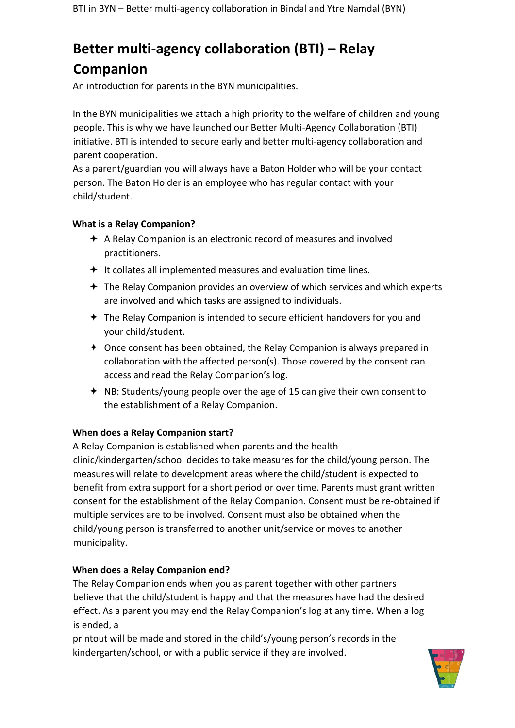# Better multi-agency collaboration (BTI) – Relay Companion

An introduction for parents in the BYN municipalities.

In the BYN municipalities we attach a high priority to the welfare of children and young people. This is why we have launched our Better Multi-Agency Collaboration (BTI) initiative. BTI is intended to secure early and better multi-agency collaboration and parent cooperation.

As a parent/guardian you will always have a Baton Holder who will be your contact person. The Baton Holder is an employee who has regular contact with your child/student.

### What is a Relay Companion?

- A Relay Companion is an electronic record of measures and involved practitioners.
- It collates all implemented measures and evaluation time lines.
- The Relay Companion provides an overview of which services and which experts are involved and which tasks are assigned to individuals.
- The Relay Companion is intended to secure efficient handovers for you and your child/student.
- Once consent has been obtained, the Relay Companion is always prepared in collaboration with the affected person(s). Those covered by the consent can access and read the Relay Companion's log.
- NB: Students/young people over the age of 15 can give their own consent to the establishment of a Relay Companion.

### When does a Relay Companion start?

A Relay Companion is established when parents and the health clinic/kindergarten/school decides to take measures for the child/young person. The measures will relate to development areas where the child/student is expected to benefit from extra support for a short period or over time. Parents must grant written consent for the establishment of the Relay Companion. Consent must be re-obtained if multiple services are to be involved. Consent must also be obtained when the child/young person is transferred to another unit/service or moves to another municipality.

### When does a Relay Companion end?

The Relay Companion ends when you as parent together with other partners believe that the child/student is happy and that the measures have had the desired effect. As a parent you may end the Relay Companion's log at any time. When a log is ended, a printout will be made and stored in the child's/young person's records in the kindergarten/school, or with a public service if they are involved.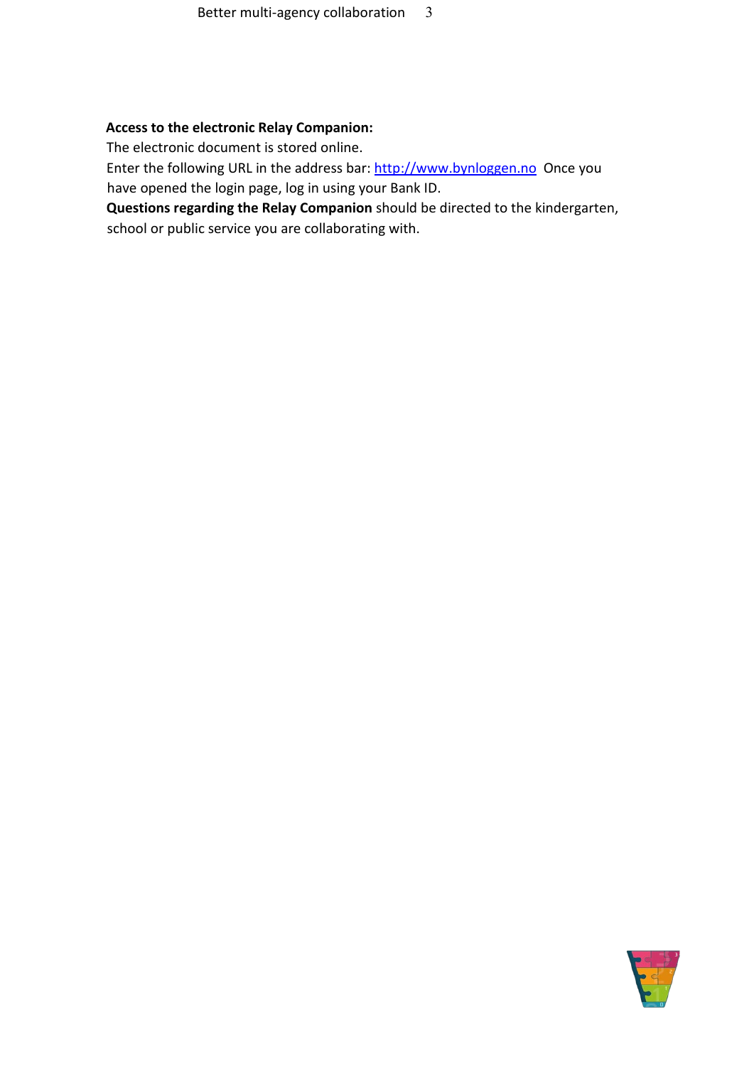**Access to the electronic Relay Companion:**

The electronic document is stored online.

Enter the following URL in the address bar: [http://www.bynloggen.no](http://www.bynloggen.no) Once you have opened the login page, log in using your Bank ID.

**Questions regarding the Relay Companion** should be directed to the kindergarten, school or public service you are collaborating with.